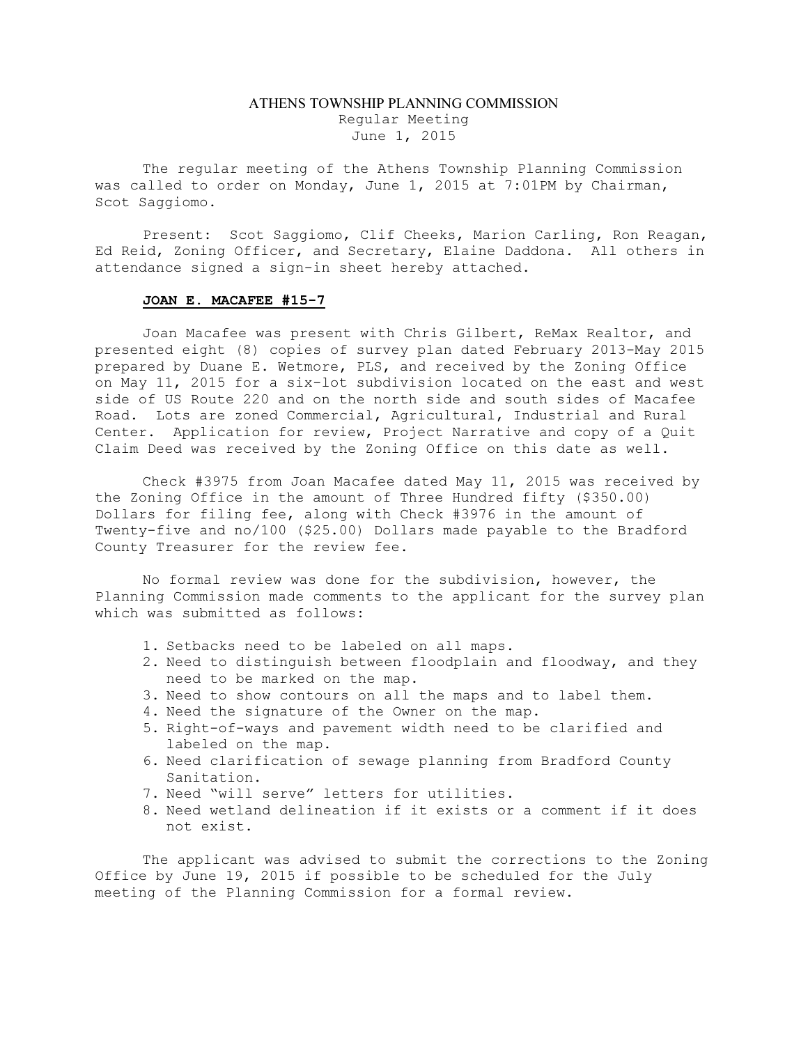# ATHENS TOWNSHIP PLANNING COMMISSION

Regular Meeting
June 1, 2015

The regular meeting of the Athens Township Planning Commission was called to order on Monday, June 1, 2015 at 7:01PM by Chairman, Scot Saggiomo.

Present: Scot Saggiomo, Clif Cheeks, Marion Carling, Ron Reagan, Ed Reid, Zoning Officer, and Secretary, Elaine Daddona. All others in attendance signed a sign-in sheet hereby attached.

**JOAN E. MACAFEE #15-7**

Joan Macafee was present with Chris Gilbert, ReMax Realtor, and presented eight (8) copies of survey plan dated February 2013-May 2015 prepared by Duane E. Wetmore, PLS, and received by the Zoning Office on May 11, 2015 for a six-lot subdivision located on the east and west side of US Route 220 and on the north side and south sides of Macafee Road. Lots are zoned Commercial, Agricultural, Industrial and Rural Center. Application for review, Project Narrative and copy of a Quit Claim Deed was received by the Zoning Office on this date as well.

Check #3975 from Joan Macafee dated May 11, 2015 was received by the Zoning Office in the amount of Three Hundred fifty ($350.00) Dollars for filing fee, along with Check #3976 in the amount of Twenty-five and no/100 ($25.00) Dollars made payable to the Bradford County Treasurer for the review fee.

No formal review was done for the subdivision, however, the Planning Commission made comments to the applicant for the survey plan which was submitted as follows:

1. Setbacks need to be labeled on all maps.
2. Need to distinguish between floodplain and floodway, and they need to be marked on the map.
3. Need to show contours on all the maps and to label them.
4. Need the signature of the Owner on the map.
5. Right-of-ways and pavement width need to be clarified and labeled on the map.
6. Need clarification of sewage planning from Bradford County Sanitation.
7. Need "will serve" letters for utilities.
8. Need wetland delineation if it exists or a comment if it does not exist.

The applicant was advised to submit the corrections to the Zoning Office by June 19, 2015 if possible to be scheduled for the July meeting of the Planning Commission for a formal review.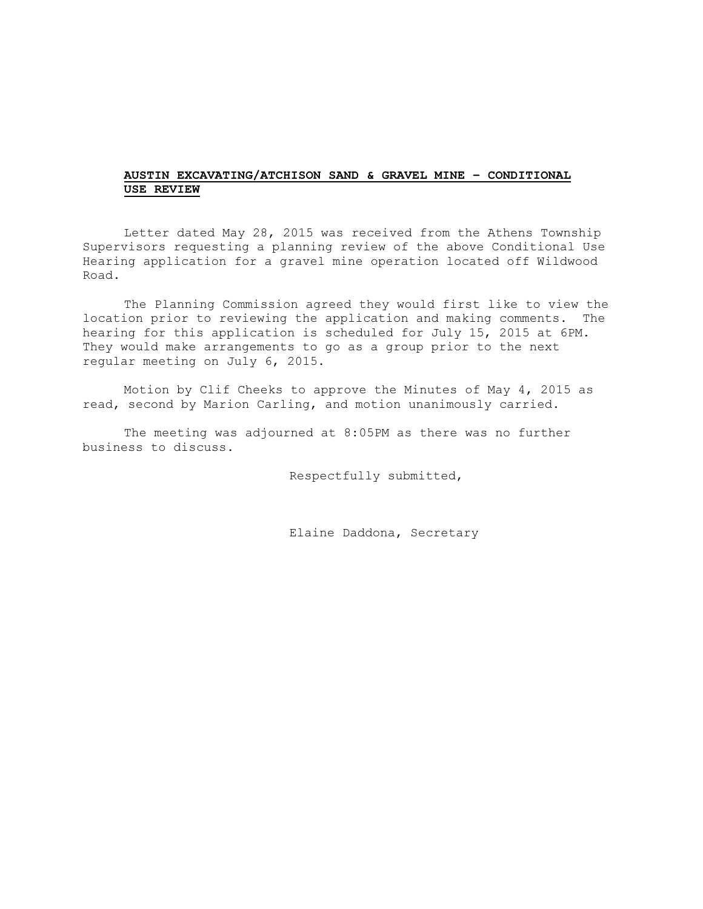**AUSTIN EXCAVATING/ATCHISON SAND & GRAVEL MINE – CONDITIONAL USE REVIEW**

Letter dated May 28, 2015 was received from the Athens Township Supervisors requesting a planning review of the above Conditional Use Hearing application for a gravel mine operation located off Wildwood Road.

The Planning Commission agreed they would first like to view the location prior to reviewing the application and making comments. The hearing for this application is scheduled for July 15, 2015 at 6PM. They would make arrangements to go as a group prior to the next regular meeting on July 6, 2015.

Motion by Clif Cheeks to approve the Minutes of May 4, 2015 as read, second by Marion Carling, and motion unanimously carried.

The meeting was adjourned at 8:05PM as there was no further business to discuss.

Respectfully submitted,

Elaine Daddona, Secretary